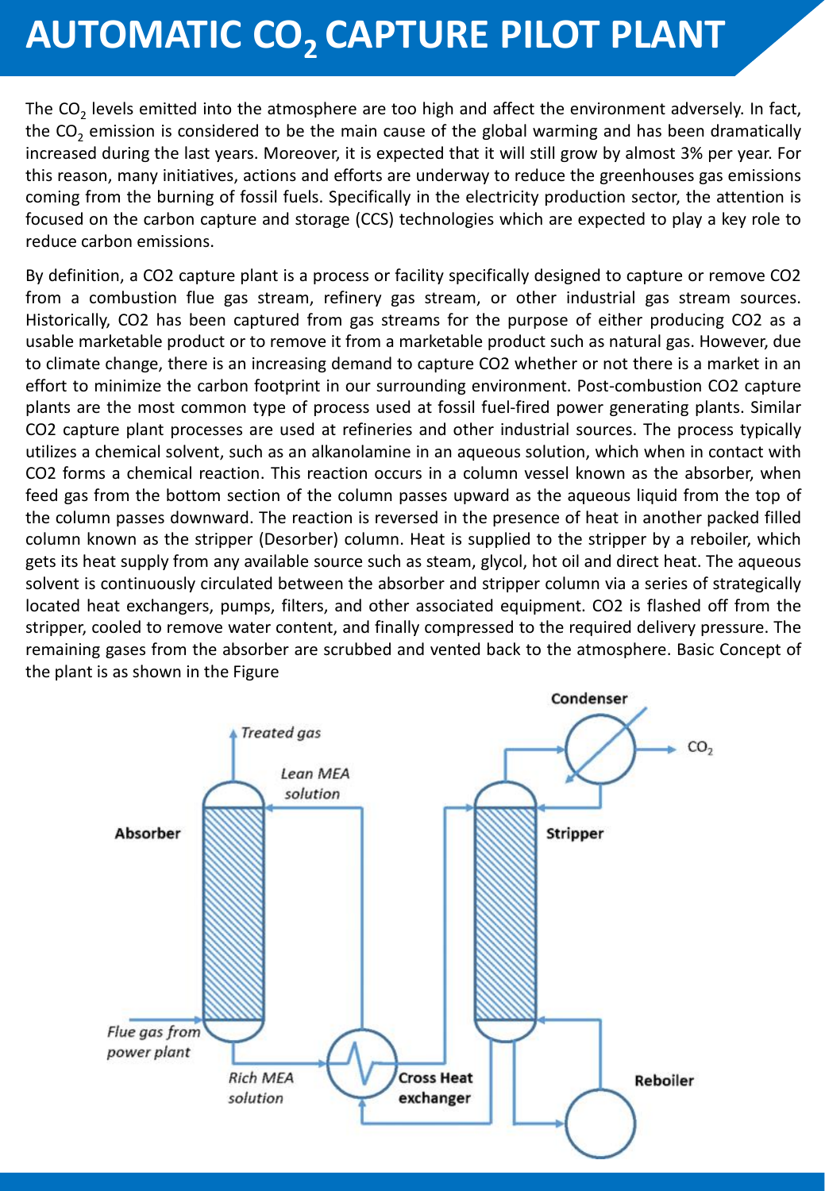# AUTOMATIC $CO_2$ CAPTURE PILOT PLANT

The $CO_2$ levels emitted into the atmosphere are too high and affect the environment adversely. In fact, the $CO_2$ emission is considered to be the main cause of the global warming and has been dramatically increased during the last years. Moreover, it is expected that it will still grow by almost 3% per year. For this reason, many initiatives, actions and efforts are underway to reduce the greenhouses gas emissions coming from the burning of fossil fuels. Specifically in the electricity production sector, the attention is focused on the carbon capture and storage (CCS) technologies which are expected to play a key role to reduce carbon emissions.

By definition, a CO2 capture plant is a process or facility specifically designed to capture or remove CO2 from a combustion flue gas stream, refinery gas stream, or other industrial gas stream sources. Historically, CO2 has been captured from gas streams for the purpose of either producing CO2 as a usable marketable product or to remove it from a marketable product such as natural gas. However, due to climate change, there is an increasing demand to capture CO2 whether or not there is a market in an effort to minimize the carbon footprint in our surrounding environment. Post-combustion CO2 capture plants are the most common type of process used at fossil fuel-fired power generating plants. Similar CO2 capture plant processes are used at refineries and other industrial sources. The process typically utilizes a chemical solvent, such as an alkanolamine in an aqueous solution, which when in contact with CO2 forms a chemical reaction. This reaction occurs in a column vessel known as the absorber, when feed gas from the bottom section of the column passes upward as the aqueous liquid from the top of the column passes downward. The reaction is reversed in the presence of heat in another packed filled column known as the stripper (Desorber) column. Heat is supplied to the stripper by a reboiler, which gets its heat supply from any available source such as steam, glycol, hot oil and direct heat. The aqueous solvent is continuously circulated between the absorber and stripper column via a series of strategically located heat exchangers, pumps, filters, and other associated equipment. CO2 is flashed off from the stripper, cooled to remove water content, and finally compressed to the required delivery pressure. The remaining gases from the absorber are scrubbed and vented back to the atmosphere. Basic Concept of the plant is as shown in the Figure

Treated gas

Lean MEA solution

Absorber

Flue gas from power plant

Rich MEA solution

Cross Heat exchanger

Condenser

$CO_2$

Stripper

Reboiler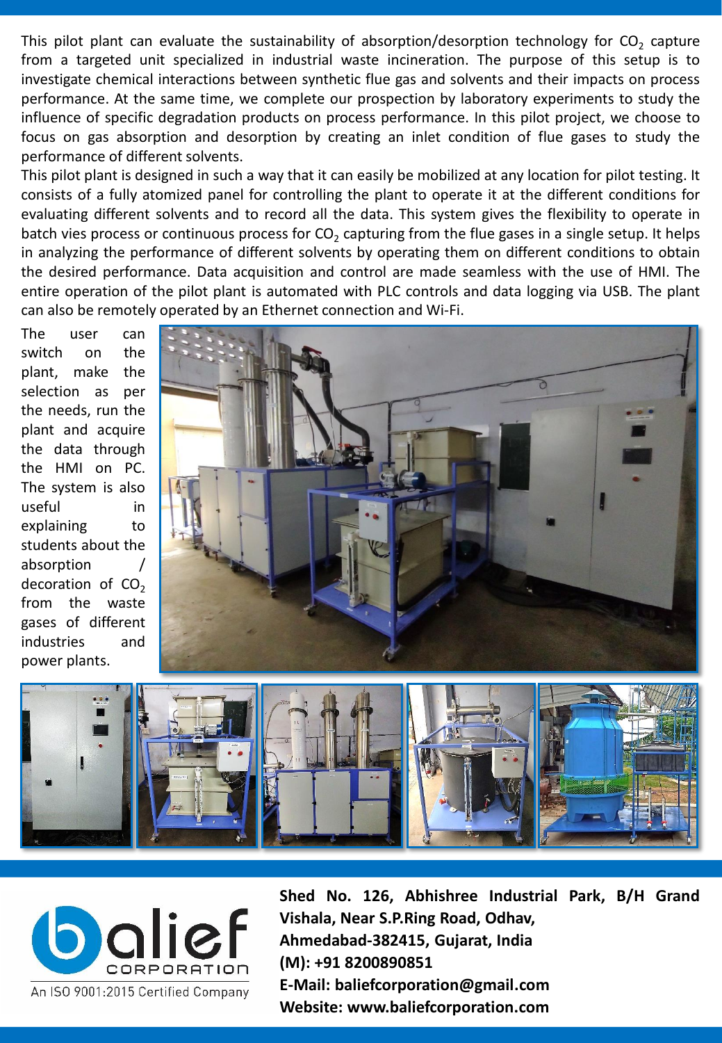This pilot plant can evaluate the sustainability of absorption/desorption technology for $CO_2$ capture from a targeted unit specialized in industrial waste incineration. The purpose of this setup is to investigate chemical interactions between synthetic flue gas and solvents and their impacts on process performance. At the same time, we complete our prospection by laboratory experiments to study the influence of specific degradation products on process performance. In this pilot project, we choose to focus on gas absorption and desorption by creating an inlet condition of flue gases to study the performance of different solvents.

This pilot plant is designed in such a way that it can easily be mobilized at any location for pilot testing. It consists of a fully atomized panel for controlling the plant to operate it at the different conditions for evaluating different solvents and to record all the data. This system gives the flexibility to operate in batch vies process or continuous process for $CO_2$ capturing from the flue gases in a single setup. It helps in analyzing the performance of different solvents by operating them on different conditions to obtain the desired performance. Data acquisition and control are made seamless with the use of HMI. The entire operation of the pilot plant is automated with PLC controls and data logging via USB. The plant can also be remotely operated by an Ethernet connection and Wi-Fi.

The user can switch on the plant, make the selection as per the needs, run the plant and acquire the data through the HMI on PC. The system is also useful in explaining to students about the absorption / decoration of $CO_2$ from the waste gases of different industries and power plants.

balief CORPORATION

An ISO 9001:2015 Certified Company

**Shed No. 126, Abhishree Industrial Park, B/H Grand Vishala, Near S.P.Ring Road, Odhav, Ahmedabad-382415, Gujarat, India**
**(M): +91 8200890851**
**E-Mail: baliefcorporation@gmail.com**
**Website: www.baliefcorporation.com**